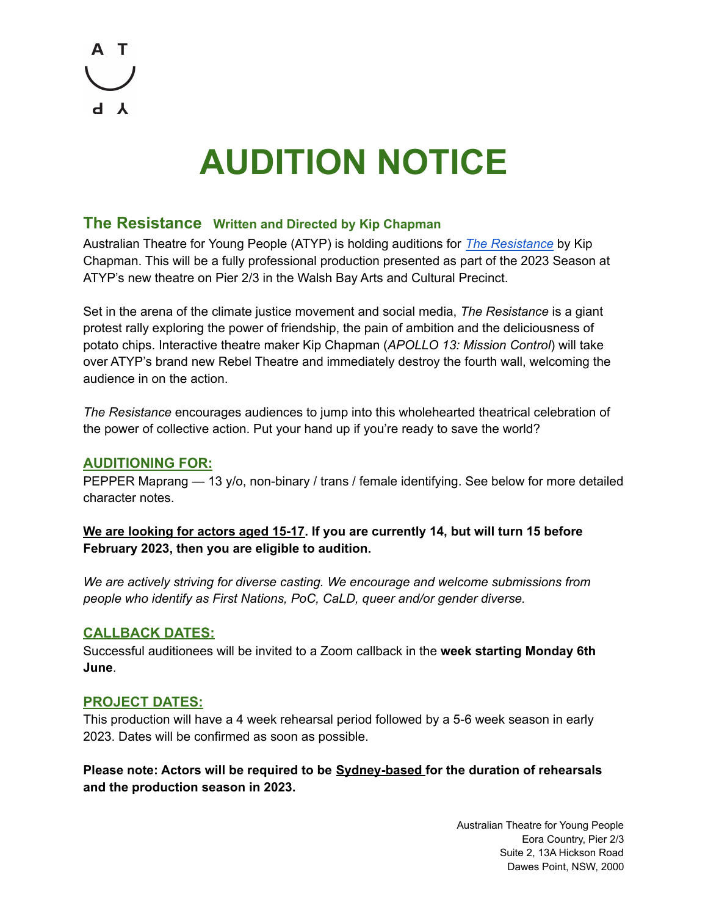# AUDITION NOTICE

## The Resistance Written and Directed by Kip Chapman

Australian Theatre for Young People (ATYP) is holding auditions for *The Resistance* by Kip Chapman. This will be a fully professional production presented as part of the 2023 Season at ATYP's new theatre on Pier 2/3 in the Walsh Bay Arts and Cultural Precinct.

Set in the arena of the climate justice movement and social media, *The Resistance* is a giant protest rally exploring the power of friendship, the pain of ambition and the deliciousness of potato chips. Interactive theatre maker Kip Chapman (*APOLLO 13: Mission Control*) will take over ATYP's brand new Rebel Theatre and immediately destroy the fourth wall, welcoming the audience in on the action.

*The Resistance* encourages audiences to jump into this wholehearted theatrical celebration of the power of collective action. Put your hand up if you're ready to save the world?

### AUDITIONING FOR:

PEPPER Maprang — 13 y/o, non-binary / trans / female identifying. See below for more detailed character notes.

**We are looking for actors aged 15-17. If you are currently 14, but will turn 15 before February 2023, then you are eligible to audition.**

*We are actively striving for diverse casting. We encourage and welcome submissions from people who identify as First Nations, PoC, CaLD, queer and/or gender diverse.*

### CALLBACK DATES:

Successful auditionees will be invited to a Zoom callback in the **week starting Monday 6th June**.

### PROJECT DATES:

This production will have a 4 week rehearsal period followed by a 5-6 week season in early 2023. Dates will be confirmed as soon as possible.

**Please note: Actors will be required to be Sydney-based for the duration of rehearsals and the production season in 2023.**

Australian Theatre for Young People
Eora Country, Pier 2/3
Suite 2, 13A Hickson Road
Dawes Point, NSW, 2000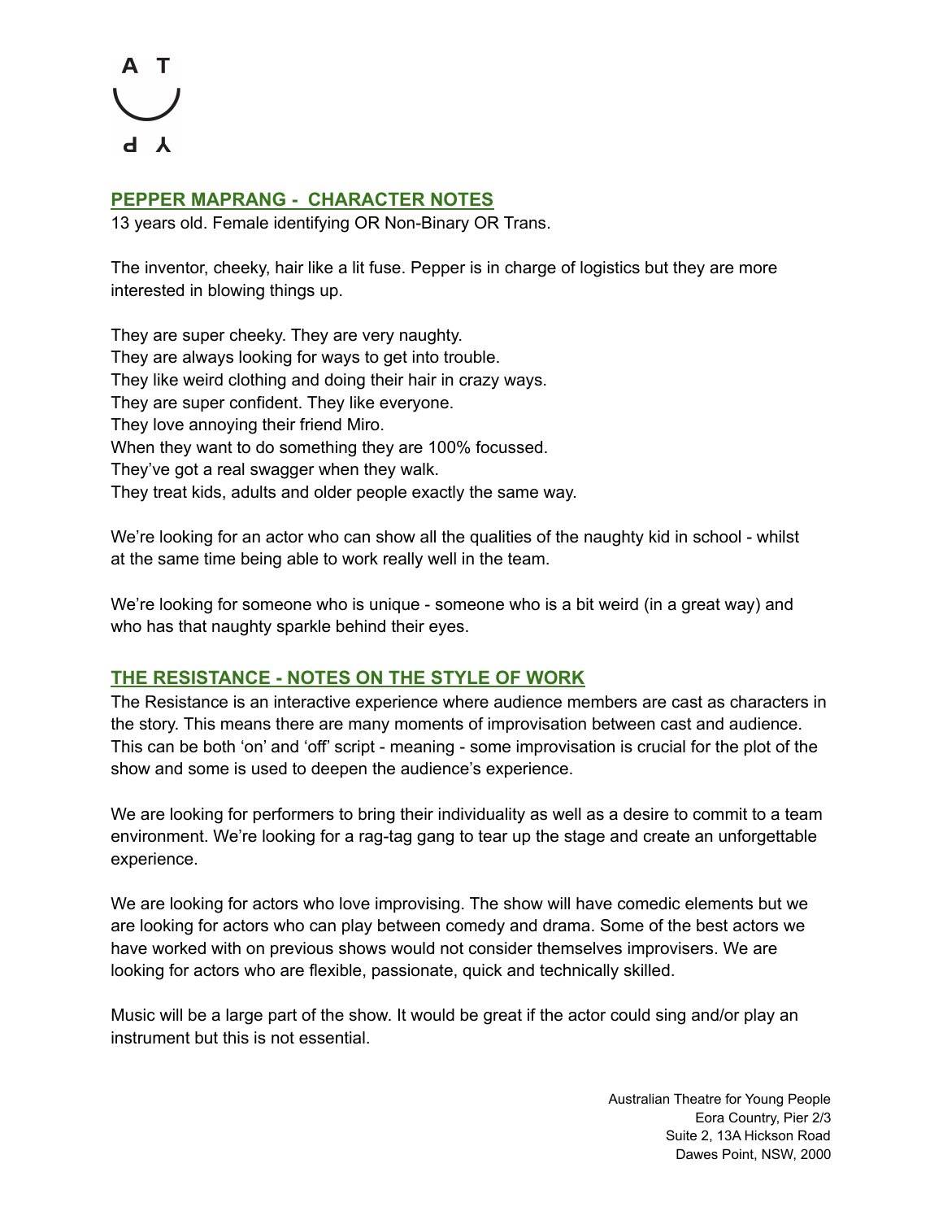## PEPPER MAPRANG - CHARACTER NOTES

13 years old. Female identifying OR Non-Binary OR Trans.

The inventor, cheeky, hair like a lit fuse. Pepper is in charge of logistics but they are more interested in blowing things up.

They are super cheeky. They are very naughty.
They are always looking for ways to get into trouble.
They like weird clothing and doing their hair in crazy ways.
They are super confident. They like everyone.
They love annoying their friend Miro.
When they want to do something they are 100% focussed.
They've got a real swagger when they walk.
They treat kids, adults and older people exactly the same way.

We're looking for an actor who can show all the qualities of the naughty kid in school - whilst at the same time being able to work really well in the team.

We're looking for someone who is unique - someone who is a bit weird (in a great way) and who has that naughty sparkle behind their eyes.

## THE RESISTANCE - NOTES ON THE STYLE OF WORK

The Resistance is an interactive experience where audience members are cast as characters in the story. This means there are many moments of improvisation between cast and audience. This can be both 'on' and 'off' script - meaning - some improvisation is crucial for the plot of the show and some is used to deepen the audience's experience.

We are looking for performers to bring their individuality as well as a desire to commit to a team environment. We're looking for a rag-tag gang to tear up the stage and create an unforgettable experience.

We are looking for actors who love improvising. The show will have comedic elements but we are looking for actors who can play between comedy and drama. Some of the best actors we have worked with on previous shows would not consider themselves improvisers. We are looking for actors who are flexible, passionate, quick and technically skilled.

Music will be a large part of the show. It would be great if the actor could sing and/or play an instrument but this is not essential.

Australian Theatre for Young People
Eora Country, Pier 2/3
Suite 2, 13A Hickson Road
Dawes Point, NSW, 2000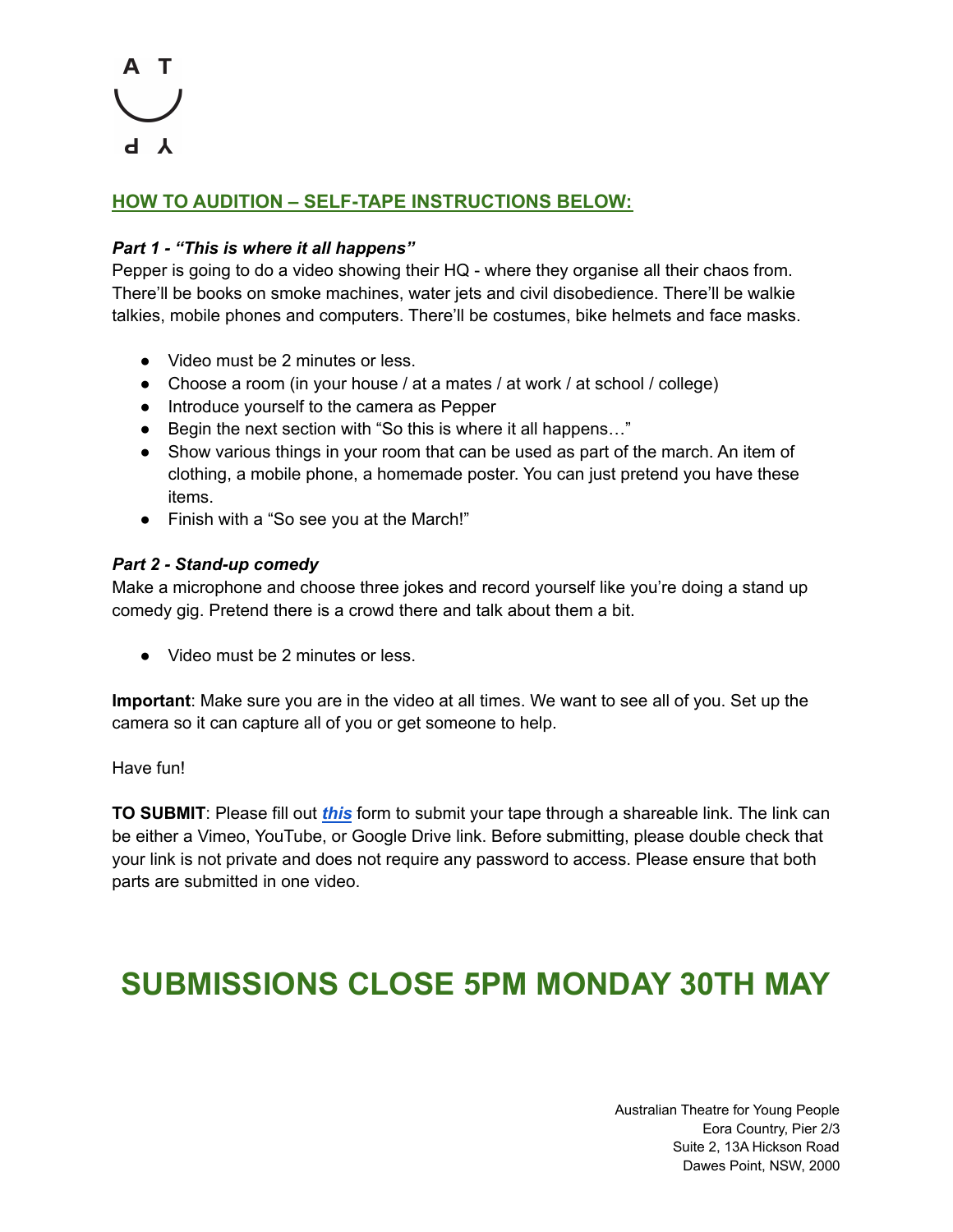A T

P Y

## HOW TO AUDITION – SELF-TAPE INSTRUCTIONS BELOW:

***Part 1 - "This is where it all happens"***

Pepper is going to do a video showing their HQ - where they organise all their chaos from. There'll be books on smoke machines, water jets and civil disobedience. There'll be walkie talkies, mobile phones and computers. There'll be costumes, bike helmets and face masks.

- Video must be 2 minutes or less.
- Choose a room (in your house / at a mates / at work / at school / college)
- Introduce yourself to the camera as Pepper
- Begin the next section with "So this is where it all happens…"
- Show various things in your room that can be used as part of the march. An item of clothing, a mobile phone, a homemade poster. You can just pretend you have these items.
- Finish with a "So see you at the March!"

***Part 2 - Stand-up comedy***

Make a microphone and choose three jokes and record yourself like you're doing a stand up comedy gig. Pretend there is a crowd there and talk about them a bit.

- Video must be 2 minutes or less.

**Important**: Make sure you are in the video at all times. We want to see all of you. Set up the camera so it can capture all of you or get someone to help.

Have fun!

**TO SUBMIT**: Please fill out ***this*** form to submit your tape through a shareable link. The link can be either a Vimeo, YouTube, or Google Drive link. Before submitting, please double check that your link is not private and does not require any password to access. Please ensure that both parts are submitted in one video.

# SUBMISSIONS CLOSE 5PM MONDAY 30TH MAY

Australian Theatre for Young People
Eora Country, Pier 2/3
Suite 2, 13A Hickson Road
Dawes Point, NSW, 2000